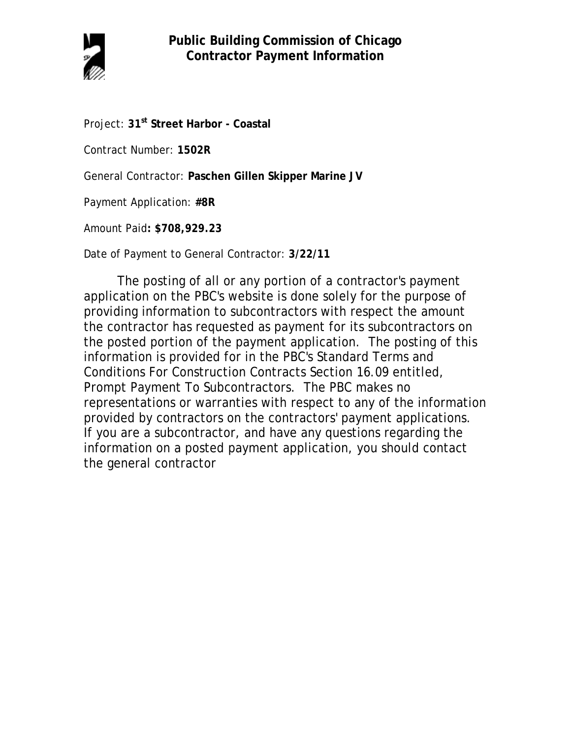# Public Building Commission of Chicago
## Contractor Payment Information

Project: **31$^{st}$ Street Harbor - Coastal**

Contract Number: **1502R**

General Contractor: **Paschen Gillen Skipper Marine JV**

Payment Application: **#8R**

Amount Paid**: $708,929.23**

Date of Payment to General Contractor: **3/22/11**

The posting of all or any portion of a contractor's payment application on the PBC's website is done solely for the purpose of providing information to subcontractors with respect the amount the contractor has requested as payment for its subcontractors on the posted portion of the payment application. The posting of this information is provided for in the PBC's Standard Terms and Conditions For Construction Contracts Section 16.09 entitled, Prompt Payment To Subcontractors. The PBC makes no representations or warranties with respect to any of the information provided by contractors on the contractors' payment applications. If you are a subcontractor, and have any questions regarding the information on a posted payment application, you should contact the general contractor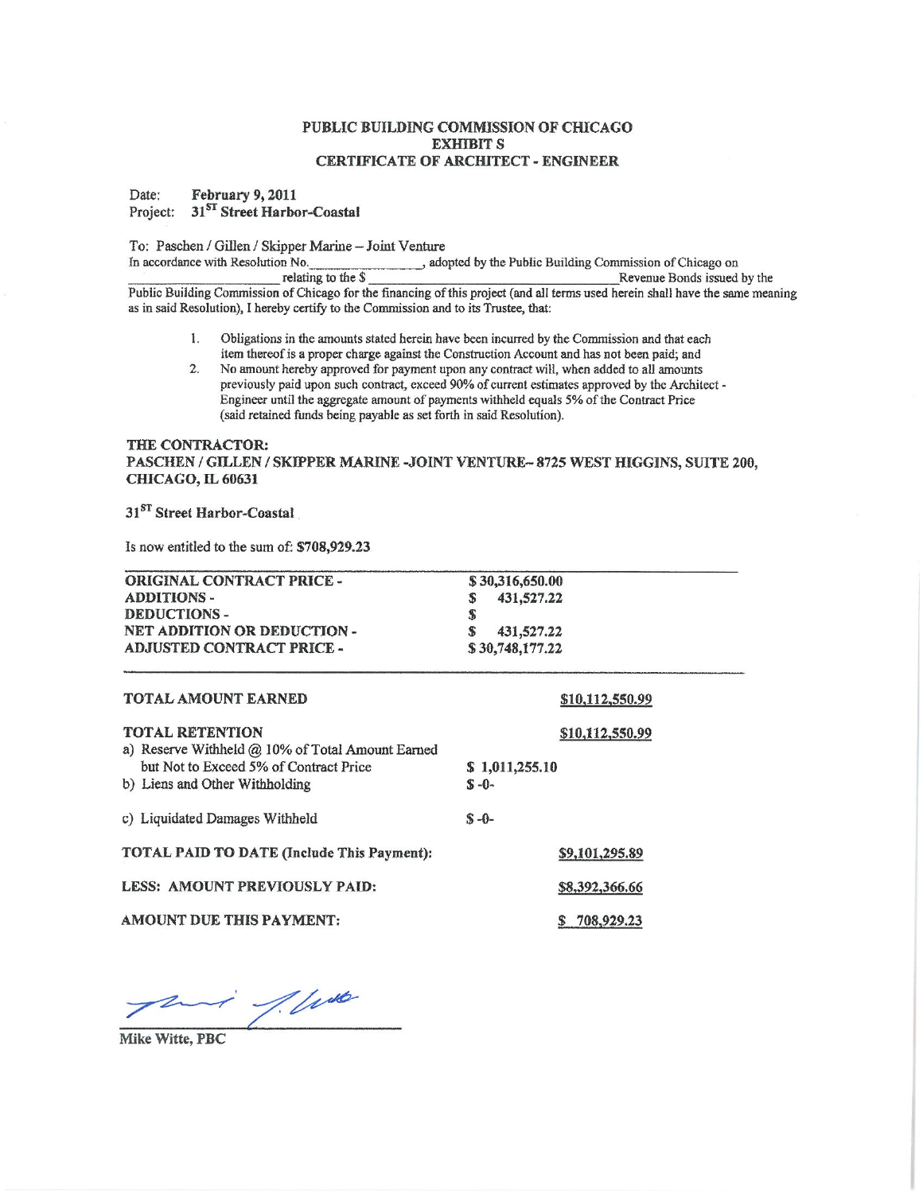# PUBLIC BUILDING COMMISSION OF CHICAGO
## EXHIBIT S
## CERTIFICATE OF ARCHITECT - ENGINEER

**Date:** **February 9, 2011**
**Project:** **31ST Street Harbor-Coastal**

To: Paschen / Gillen / Skipper Marine – Joint Venture
In accordance with Resolution No.________________, adopted by the Public Building Commission of Chicago on ______________________ relating to the $ ________________________________________ Revenue Bonds issued by the Public Building Commission of Chicago for the financing of this project (and all terms used herein shall have the same meaning as in said Resolution), I hereby certify to the Commission and to its Trustee, that:

1. Obligations in the amounts stated herein have been incurred by the Commission and that each item thereof is a proper charge against the Construction Account and has not been paid; and
2. No amount hereby approved for payment upon any contract will, when added to all amounts previously paid upon such contract, exceed 90% of current estimates approved by the Architect - Engineer until the aggregate amount of payments withheld equals 5% of the Contract Price (said retained funds being payable as set forth in said Resolution).

**THE CONTRACTOR:**
**PASCHEN / GILLEN / SKIPPER MARINE -JOINT VENTURE– 8725 WEST HIGGINS, SUITE 200, CHICAGO, IL 60631**

**31ST Street Harbor-Coastal**

Is now entitled to the sum of: **$708,929.23**

| | |
|---|---|
| **ORIGINAL CONTRACT PRICE -** | **$ 30,316,650.00** |
| **ADDITIONS -** | **$ 431,527.22** |
| **DEDUCTIONS -** | **$** |
| **NET ADDITION OR DEDUCTION -** | **$ 431,527.22** |
| **ADJUSTED CONTRACT PRICE -** | **$ 30,748,177.22** |

| | | |
|---|---|---|
| **TOTAL AMOUNT EARNED** | | **$10,112,550.99** |
| **TOTAL RETENTION** | | **$10,112,550.99** |
| a) Reserve Withheld @ 10% of Total Amount Earned but Not to Exceed 5% of Contract Price | **$ 1,011,255.10** | |
| b) Liens and Other Withholding | **$ -0-** | |
| c) Liquidated Damages Withheld | **$ -0-** | |
| **TOTAL PAID TO DATE (Include This Payment):** | | **$9,101,295.89** |
| **LESS: AMOUNT PREVIOUSLY PAID:** | | **$8,392,366.66** |
| **AMOUNT DUE THIS PAYMENT:** | | **$ 708,929.23** |

Mike Witte, PBC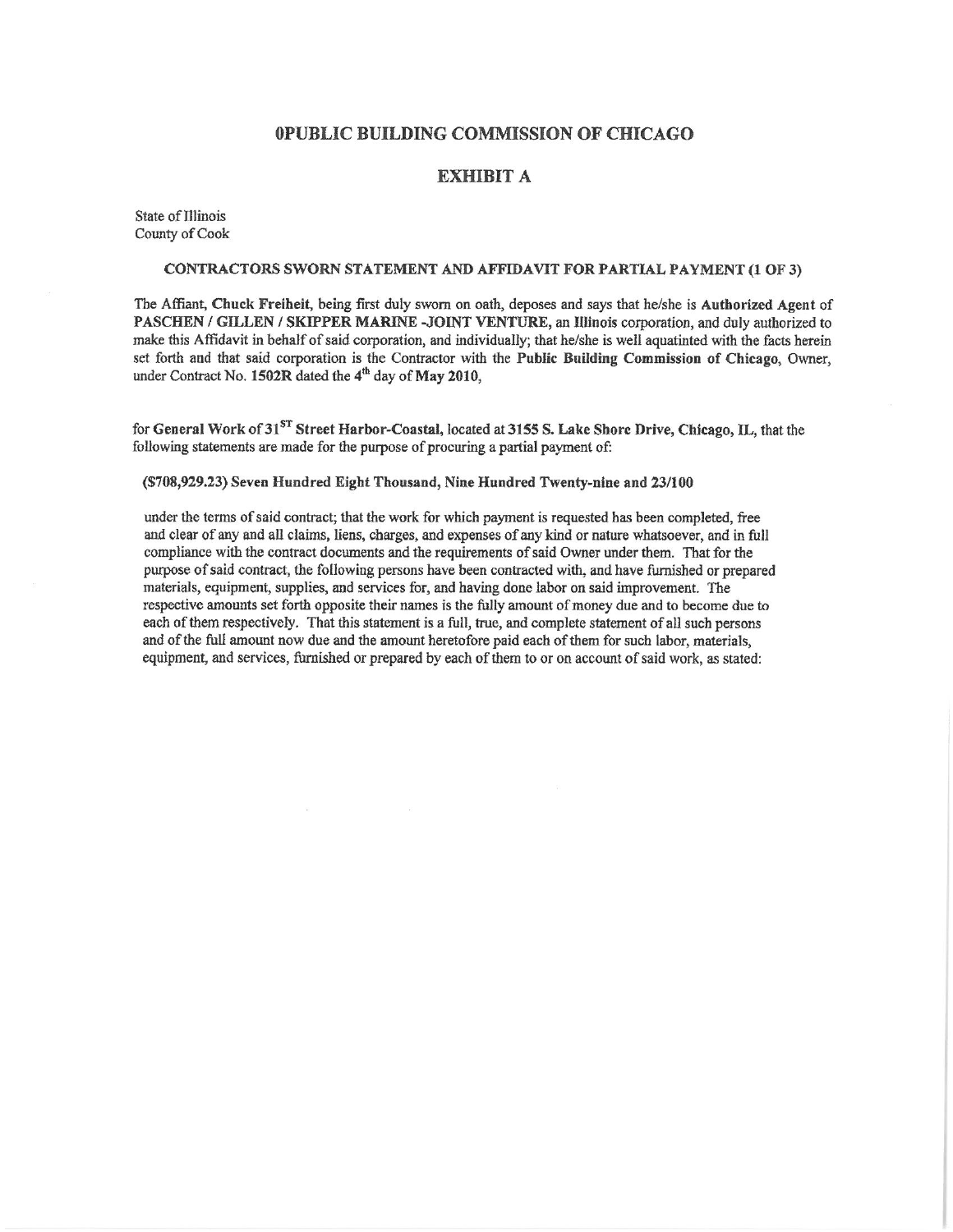# 0PUBLIC BUILDING COMMISSION OF CHICAGO

## EXHIBIT A

State of Illinois
County of Cook

**CONTRACTORS SWORN STATEMENT AND AFFIDAVIT FOR PARTIAL PAYMENT (1 OF 3)**

The Affiant, **Chuck Freiheit**, being first duly sworn on oath, deposes and says that he/she is **Authorized Agent** of **PASCHEN / GILLEN / SKIPPER MARINE -JOINT VENTURE**, an **Illinois** corporation, and duly authorized to make this Affidavit in behalf of said corporation, and individually; that he/she is well aquatinted with the facts herein set forth and that said corporation is the Contractor with the **Public Building Commission of Chicago**, Owner, under Contract No. **1502R** dated the **4th** day of **May 2010**,

for **General Work of 31ST Street Harbor-Coastal**, located at **3155 S. Lake Shore Drive, Chicago, IL**, that the following statements are made for the purpose of procuring a partial payment of:

**($708,929.23) Seven Hundred Eight Thousand, Nine Hundred Twenty-nine and 23/100**

under the terms of said contract; that the work for which payment is requested has been completed, free and clear of any and all claims, liens, charges, and expenses of any kind or nature whatsoever, and in full compliance with the contract documents and the requirements of said Owner under them. That for the purpose of said contract, the following persons have been contracted with, and have furnished or prepared materials, equipment, supplies, and services for, and having done labor on said improvement. The respective amounts set forth opposite their names is the fully amount of money due and to become due to each of them respectively. That this statement is a full, true, and complete statement of all such persons and of the full amount now due and the amount heretofore paid each of them for such labor, materials, equipment, and services, furnished or prepared by each of them to or on account of said work, as stated: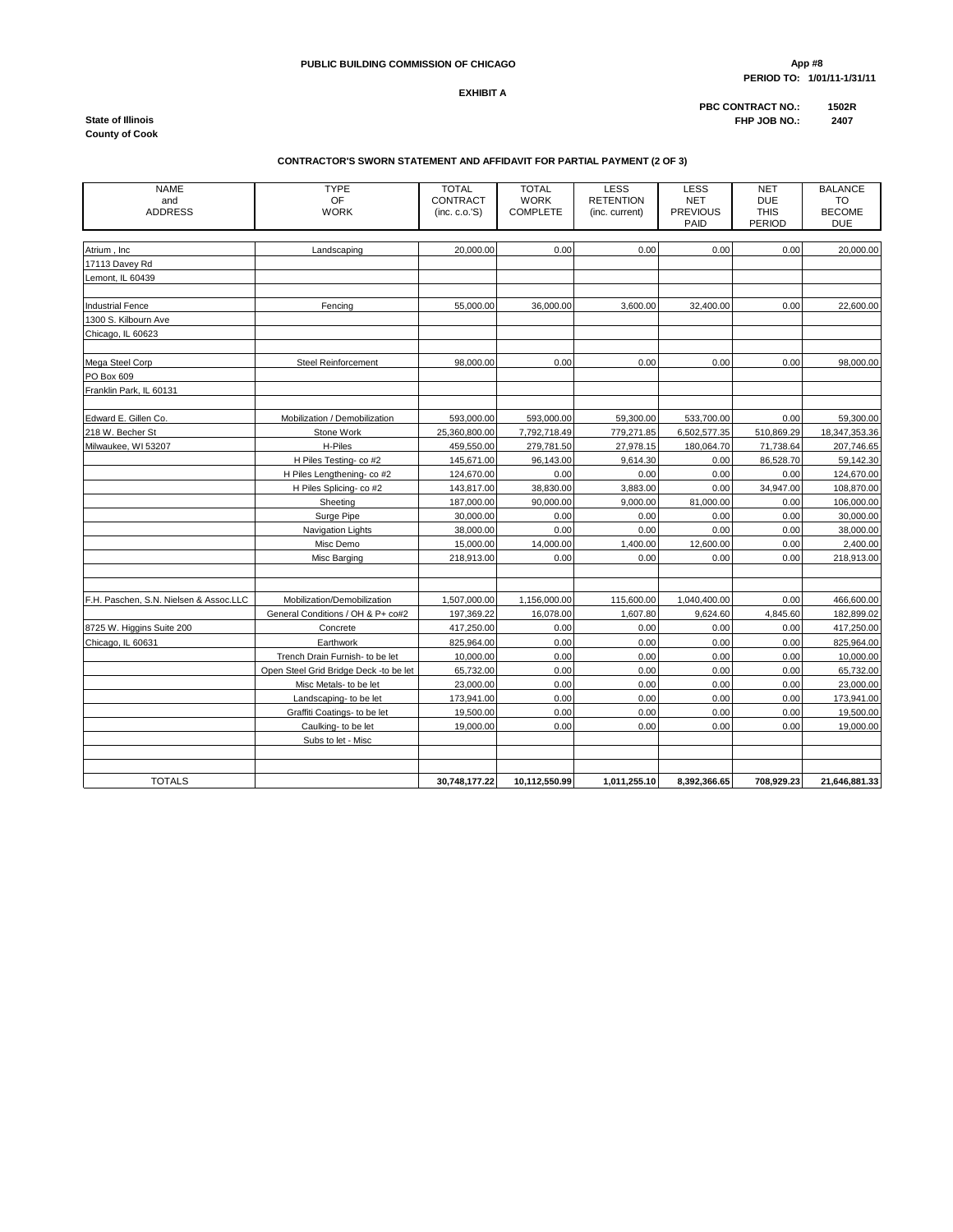**PUBLIC BUILDING COMMISSION OF CHICAGO**

**App #8**
**PERIOD TO: 1/01/11-1/31/11**

**EXHIBIT A**

**PBC CONTRACT NO.: 1502R**
**FHP JOB NO.: 2407**

**State of Illinois**
**County of Cook**

**CONTRACTOR'S SWORN STATEMENT AND AFFIDAVIT FOR PARTIAL PAYMENT (2 OF 3)**

| NAME and ADDRESS | TYPE OF WORK | TOTAL CONTRACT (inc. c.o.'S) | TOTAL WORK COMPLETE | LESS RETENTION (inc. current) | LESS NET PREVIOUS PAID | NET DUE THIS PERIOD | BALANCE TO BECOME DUE |
|---|---|---|---|---|---|---|---|
| Atrium , Inc | Landscaping | 20,000.00 | 0.00 | 0.00 | 0.00 | 0.00 | 20,000.00 |
| 17113 Davey Rd | | | | | | | |
| Lemont, IL 60439 | | | | | | | |
| | | | | | | | |
| Industrial Fence | Fencing | 55,000.00 | 36,000.00 | 3,600.00 | 32,400.00 | 0.00 | 22,600.00 |
| 1300 S. Kilbourn Ave | | | | | | | |
| Chicago, IL 60623 | | | | | | | |
| | | | | | | | |
| Mega Steel Corp | Steel Reinforcement | 98,000.00 | 0.00 | 0.00 | 0.00 | 0.00 | 98,000.00 |
| PO Box 609 | | | | | | | |
| Franklin Park, IL 60131 | | | | | | | |
| | | | | | | | |
| Edward E. Gillen Co. | Mobilization / Demobilization | 593,000.00 | 593,000.00 | 59,300.00 | 533,700.00 | 0.00 | 59,300.00 |
| 218 W. Becher St | Stone Work | 25,360,800.00 | 7,792,718.49 | 779,271.85 | 6,502,577.35 | 510,869.29 | 18,347,353.36 |
| Milwaukee, WI 53207 | H-Piles | 459,550.00 | 279,781.50 | 27,978.15 | 180,064.70 | 71,738.64 | 207,746.65 |
| | H Piles Testing- co #2 | 145,671.00 | 96,143.00 | 9,614.30 | 0.00 | 86,528.70 | 59,142.30 |
| | H Piles Lengthening- co #2 | 124,670.00 | 0.00 | 0.00 | 0.00 | 0.00 | 124,670.00 |
| | H Piles Splicing- co #2 | 143,817.00 | 38,830.00 | 3,883.00 | 0.00 | 34,947.00 | 108,870.00 |
| | Sheeting | 187,000.00 | 90,000.00 | 9,000.00 | 81,000.00 | 0.00 | 106,000.00 |
| | Surge Pipe | 30,000.00 | 0.00 | 0.00 | 0.00 | 0.00 | 30,000.00 |
| | Navigation Lights | 38,000.00 | 0.00 | 0.00 | 0.00 | 0.00 | 38,000.00 |
| | Misc Demo | 15,000.00 | 14,000.00 | 1,400.00 | 12,600.00 | 0.00 | 2,400.00 |
| | Misc Barging | 218,913.00 | 0.00 | 0.00 | 0.00 | 0.00 | 218,913.00 |
| | | | | | | | |
| | | | | | | | |
| F.H. Paschen, S.N. Nielsen & Assoc.LLC | Mobilization/Demobilization | 1,507,000.00 | 1,156,000.00 | 115,600.00 | 1,040,400.00 | 0.00 | 466,600.00 |
| | General Conditions / OH & P+ co#2 | 197,369.22 | 16,078.00 | 1,607.80 | 9,624.60 | 4,845.60 | 182,899.02 |
| 8725 W. Higgins Suite 200 | Concrete | 417,250.00 | 0.00 | 0.00 | 0.00 | 0.00 | 417,250.00 |
| Chicago, IL 60631 | Earthwork | 825,964.00 | 0.00 | 0.00 | 0.00 | 0.00 | 825,964.00 |
| | Trench Drain Furnish- to be let | 10,000.00 | 0.00 | 0.00 | 0.00 | 0.00 | 10,000.00 |
| | Open Steel Grid Bridge Deck -to be let | 65,732.00 | 0.00 | 0.00 | 0.00 | 0.00 | 65,732.00 |
| | Misc Metals- to be let | 23,000.00 | 0.00 | 0.00 | 0.00 | 0.00 | 23,000.00 |
| | Landscaping- to be let | 173,941.00 | 0.00 | 0.00 | 0.00 | 0.00 | 173,941.00 |
| | Graffiti Coatings- to be let | 19,500.00 | 0.00 | 0.00 | 0.00 | 0.00 | 19,500.00 |
| | Caulking- to be let | 19,000.00 | 0.00 | 0.00 | 0.00 | 0.00 | 19,000.00 |
| | Subs to let - Misc | | | | | | |
| | | | | | | | |
| | | | | | | | |
| TOTALS | | **30,748,177.22** | **10,112,550.99** | **1,011,255.10** | **8,392,366.65** | **708,929.23** | **21,646,881.33** |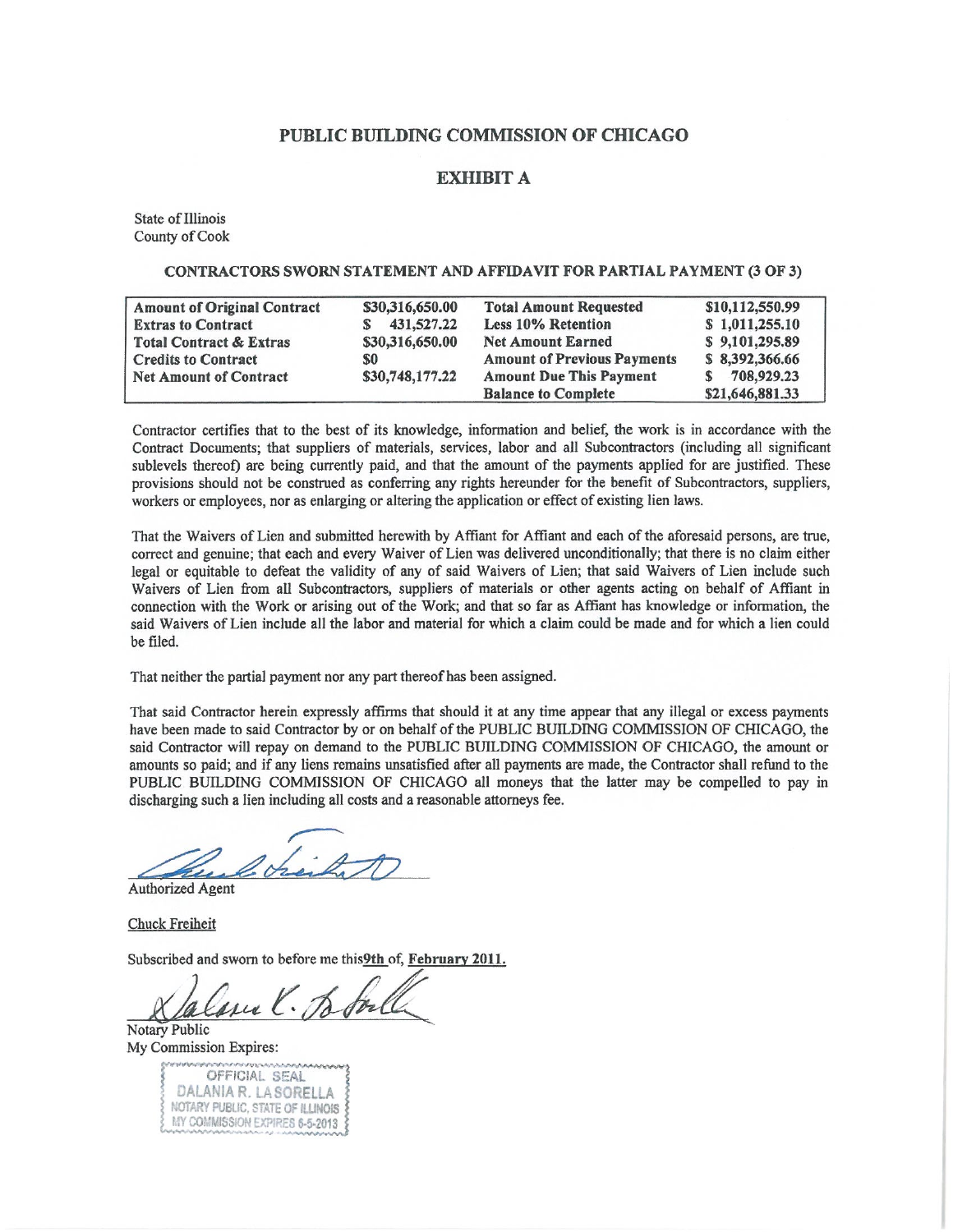# PUBLIC BUILDING COMMISSION OF CHICAGO

## EXHIBIT A

State of Illinois
County of Cook

### CONTRACTORS SWORN STATEMENT AND AFFIDAVIT FOR PARTIAL PAYMENT (3 OF 3)

| | | | |
|---|---|---|---|
| **Amount of Original Contract** | $30,316,650.00 | **Total Amount Requested** | $10,112,550.99 |
| **Extras to Contract** | $ 431,527.22 | **Less 10% Retention** | $ 1,011,255.10 |
| **Total Contract & Extras** | $30,316,650.00 | **Net Amount Earned** | $ 9,101,295.89 |
| **Credits to Contract** | $0 | **Amount of Previous Payments** | $ 8,392,366.66 |
| **Net Amount of Contract** | $30,748,177.22 | **Amount Due This Payment** | $ 708,929.23 |
| | | **Balance to Complete** | $21,646,881.33 |

Contractor certifies that to the best of its knowledge, information and belief, the work is in accordance with the Contract Documents; that suppliers of materials, services, labor and all Subcontractors (including all significant sublevels thereof) are being currently paid, and that the amount of the payments applied for are justified. These provisions should not be construed as conferring any rights hereunder for the benefit of Subcontractors, suppliers, workers or employees, nor as enlarging or altering the application or effect of existing lien laws.

That the Waivers of Lien and submitted herewith by Affiant for Affiant and each of the aforesaid persons, are true, correct and genuine; that each and every Waiver of Lien was delivered unconditionally; that there is no claim either legal or equitable to defeat the validity of any of said Waivers of Lien; that said Waivers of Lien include such Waivers of Lien from all Subcontractors, suppliers of materials or other agents acting on behalf of Affiant in connection with the Work or arising out of the Work; and that so far as Affiant has knowledge or information, the said Waivers of Lien include all the labor and material for which a claim could be made and for which a lien could be filed.

That neither the partial payment nor any part thereof has been assigned.

That said Contractor herein expressly affirms that should it at any time appear that any illegal or excess payments have been made to said Contractor by or on behalf of the PUBLIC BUILDING COMMISSION OF CHICAGO, the said Contractor will repay on demand to the PUBLIC BUILDING COMMISSION OF CHICAGO, the amount or amounts so paid; and if any liens remains unsatisfied after all payments are made, the Contractor shall refund to the PUBLIC BUILDING COMMISSION OF CHICAGO all moneys that the latter may be compelled to pay in discharging such a lien including all costs and a reasonable attorneys fee.

Authorized Agent

Chuck Freiheit

Subscribed and sworn to before me this 9th of, February 2011.

Notary Public
My Commission Expires:

OFFICIAL SEAL
DALANIA R. LASORELLA
NOTARY PUBLIC, STATE OF ILLINOIS
MY COMMISSION EXPIRES 6-5-2013